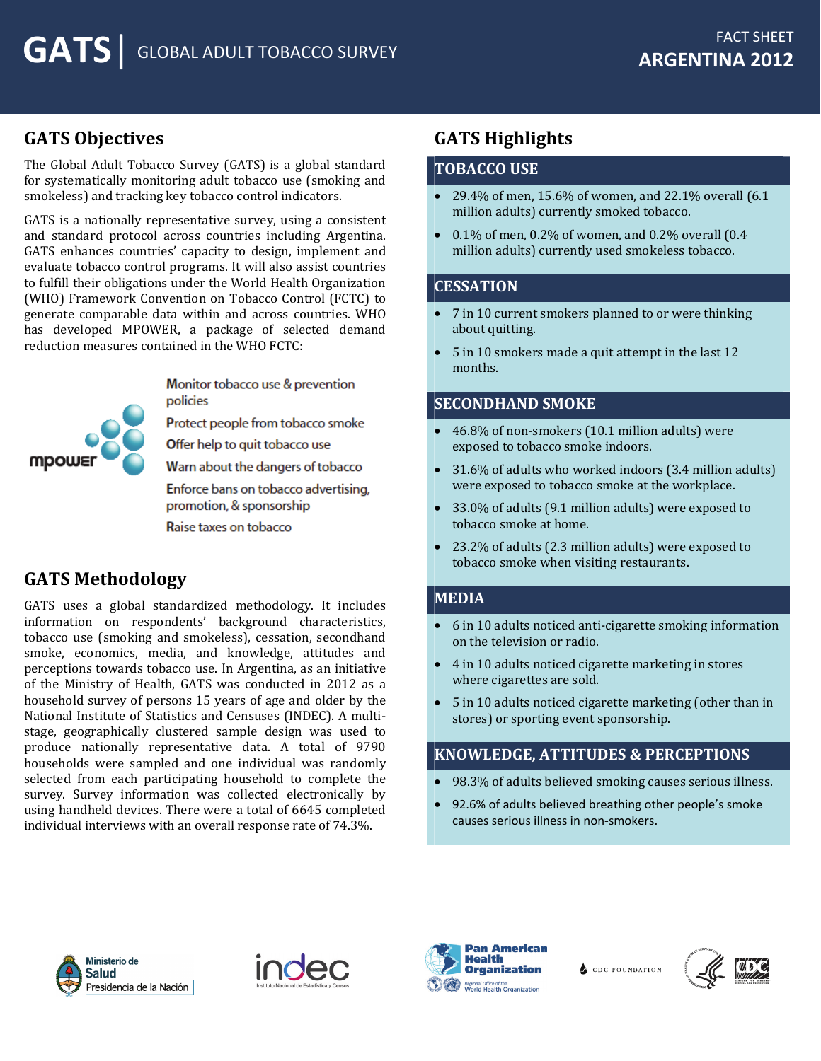# GATS | GLOBAL ADULT TOBACCO SURVEY

FACT SHEET
**ARGENTINA 2012**

## GATS Objectives

The Global Adult Tobacco Survey (GATS) is a global standard for systematically monitoring adult tobacco use (smoking and smokeless) and tracking key tobacco control indicators.

GATS is a nationally representative survey, using a consistent and standard protocol across countries including Argentina. GATS enhances countries' capacity to design, implement and evaluate tobacco control programs. It will also assist countries to fulfill their obligations under the World Health Organization (WHO) Framework Convention on Tobacco Control (FCTC) to generate comparable data within and across countries. WHO has developed MPOWER, a package of selected demand reduction measures contained in the WHO FCTC:

mpower

- **M**onitor tobacco use & prevention policies
- **P**rotect people from tobacco smoke
- **O**ffer help to quit tobacco use
- **W**arn about the dangers of tobacco
- **E**nforce bans on tobacco advertising, promotion, & sponsorship
- **R**aise taxes on tobacco

## GATS Methodology

GATS uses a global standardized methodology. It includes information on respondents' background characteristics, tobacco use (smoking and smokeless), cessation, secondhand smoke, economics, media, and knowledge, attitudes and perceptions towards tobacco use. In Argentina, as an initiative of the Ministry of Health, GATS was conducted in 2012 as a household survey of persons 15 years of age and older by the National Institute of Statistics and Censuses (INDEC). A multi-stage, geographically clustered sample design was used to produce nationally representative data. A total of 9790 households were sampled and one individual was randomly selected from each participating household to complete the survey. Survey information was collected electronically by using handheld devices. There were a total of 6645 completed individual interviews with an overall response rate of 74.3%.

## GATS Highlights

### TOBACCO USE

- 29.4% of men, 15.6% of women, and 22.1% overall (6.1 million adults) currently smoked tobacco.
- 0.1% of men, 0.2% of women, and 0.2% overall (0.4 million adults) currently used smokeless tobacco.

### CESSATION

- 7 in 10 current smokers planned to or were thinking about quitting.
- 5 in 10 smokers made a quit attempt in the last 12 months.

### SECONDHAND SMOKE

- 46.8% of non-smokers (10.1 million adults) were exposed to tobacco smoke indoors.
- 31.6% of adults who worked indoors (3.4 million adults) were exposed to tobacco smoke at the workplace.
- 33.0% of adults (9.1 million adults) were exposed to tobacco smoke at home.
- 23.2% of adults (2.3 million adults) were exposed to tobacco smoke when visiting restaurants.

### MEDIA

- 6 in 10 adults noticed anti-cigarette smoking information on the television or radio.
- 4 in 10 adults noticed cigarette marketing in stores where cigarettes are sold.
- 5 in 10 adults noticed cigarette marketing (other than in stores) or sporting event sponsorship.

### KNOWLEDGE, ATTITUDES & PERCEPTIONS

- 98.3% of adults believed smoking causes serious illness.
- 92.6% of adults believed breathing other people's smoke causes serious illness in non-smokers.

Ministerio de Salud Presidencia de la Nación | indec Instituto Nacional de Estadística y Censos | Pan American Health Organization, Regional Office of the World Health Organization | CDC FOUNDATION | CDC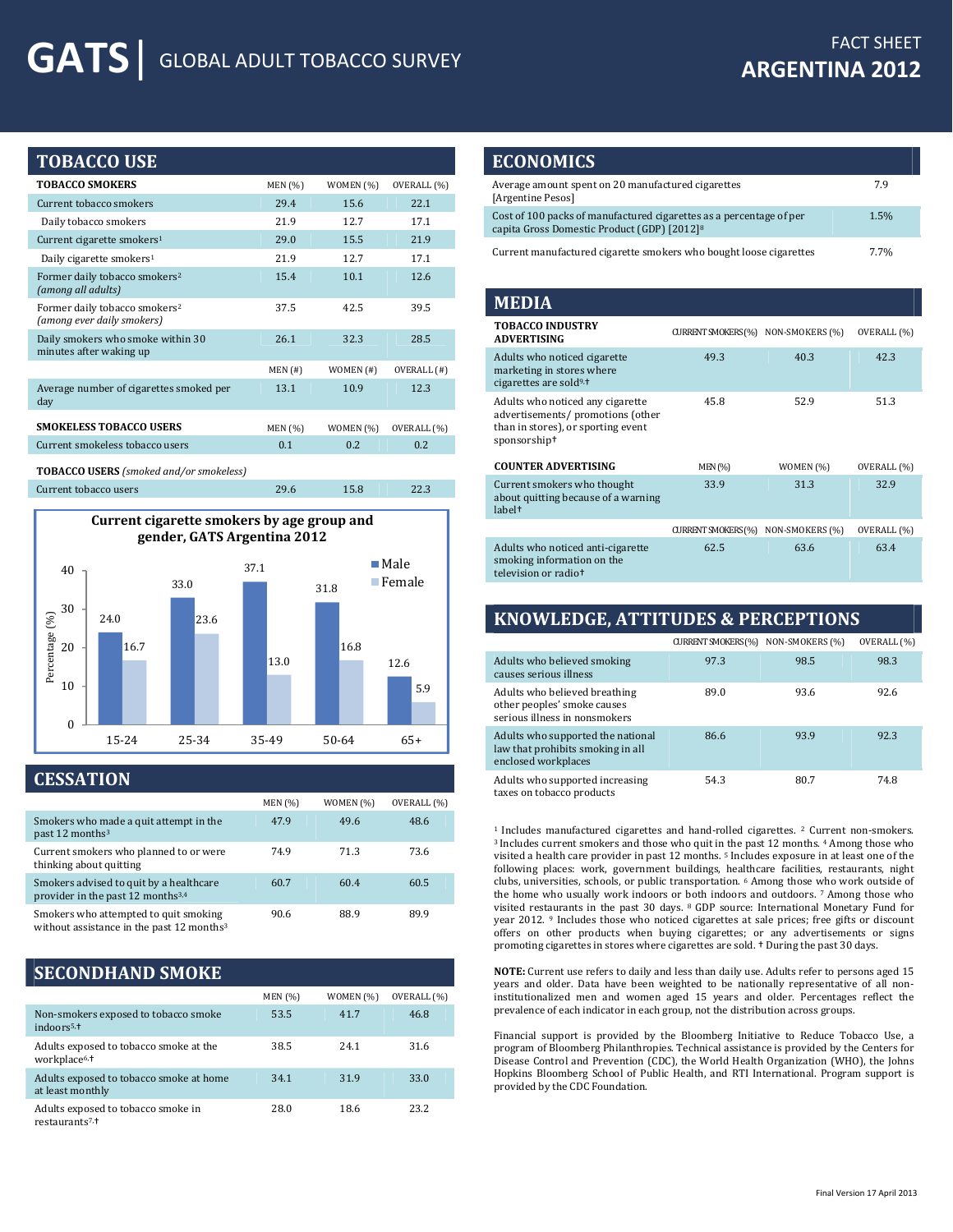# GATS | GLOBAL ADULT TOBACCO SURVEY

FACT SHEET
**ARGENTINA 2012**

## TOBACCO USE

| TOBACCO SMOKERS | MEN (%) | WOMEN (%) | OVERALL (%) |
|---|---|---|---|
| Current tobacco smokers | 29.4 | 15.6 | 22.1 |
| Daily tobacco smokers | 21.9 | 12.7 | 17.1 |
| Current cigarette smokers[1] | 29.0 | 15.5 | 21.9 |
| Daily cigarette smokers[1] | 21.9 | 12.7 | 17.1 |
| Former daily tobacco smokers[2] *(among all adults)* | 15.4 | 10.1 | 12.6 |
| Former daily tobacco smokers[2] *(among ever daily smokers)* | 37.5 | 42.5 | 39.5 |
| Daily smokers who smoke within 30 minutes after waking up | 26.1 | 32.3 | 28.5 |
| | MEN (#) | WOMEN (#) | OVERALL (#) |
| Average number of cigarettes smoked per day | 13.1 | 10.9 | 12.3 |

| SMOKELESS TOBACCO USERS | MEN (%) | WOMEN (%) | OVERALL (%) |
|---|---|---|---|
| Current smokeless tobacco users | 0.1 | 0.2 | 0.2 |
| **TOBACCO USERS** *(smoked and/or smokeless)* | | | |
| Current tobacco users | 29.6 | 15.8 | 22.3 |

**Current cigarette smokers by age group and gender, GATS Argentina 2012**

Percentage (%)
0 10 20 30 40
Male
Female
15-24: 24.0, 16.7
25-34: 33.0, 23.6
35-49: 37.1, 13.0
50-64: 31.8, 16.8
65+: 12.6, 5.9

## CESSATION

| | MEN (%) | WOMEN (%) | OVERALL (%) |
|---|---|---|---|
| Smokers who made a quit attempt in the past 12 months[3] | 47.9 | 49.6 | 48.6 |
| Current smokers who planned to or were thinking about quitting | 74.9 | 71.3 | 73.6 |
| Smokers advised to quit by a healthcare provider in the past 12 months[3,4] | 60.7 | 60.4 | 60.5 |
| Smokers who attempted to quit smoking without assistance in the past 12 months[3] | 90.6 | 88.9 | 89.9 |

## SECONDHAND SMOKE

| | MEN (%) | WOMEN (%) | OVERALL (%) |
|---|---|---|---|
| Non-smokers exposed to tobacco smoke indoors[5,†] | 53.5 | 41.7 | 46.8 |
| Adults exposed to tobacco smoke at the workplace[6,†] | 38.5 | 24.1 | 31.6 |
| Adults exposed to tobacco smoke at home at least monthly | 34.1 | 31.9 | 33.0 |
| Adults exposed to tobacco smoke in restaurants[7,†] | 28.0 | 18.6 | 23.2 |

## ECONOMICS

| | |
|---|---|
| Average amount spent on 20 manufactured cigarettes [Argentine Pesos] | 7.9 |
| Cost of 100 packs of manufactured cigarettes as a percentage of per capita Gross Domestic Product (GDP) [2012][8] | 1.5% |
| Current manufactured cigarette smokers who bought loose cigarettes | 7.7% |

## MEDIA

| TOBACCO INDUSTRY ADVERTISING | CURRENT SMOKERS (%) | NON-SMOKERS (%) | OVERALL (%) |
|---|---|---|---|
| Adults who noticed cigarette marketing in stores where cigarettes are sold[9,†] | 49.3 | 40.3 | 42.3 |
| Adults who noticed any cigarette advertisements/ promotions (other than in stores), or sporting event sponsorship† | 45.8 | 52.9 | 51.3 |
| **COUNTER ADVERTISING** | **MEN (%)** | **WOMEN (%)** | **OVERALL (%)** |
| Current smokers who thought about quitting because of a warning label† | 33.9 | 31.3 | 32.9 |
| | **CURRENT SMOKERS (%)** | **NON-SMOKERS (%)** | **OVERALL (%)** |
| Adults who noticed anti-cigarette smoking information on the television or radio† | 62.5 | 63.6 | 63.4 |

## KNOWLEDGE, ATTITUDES & PERCEPTIONS

| | CURRENT SMOKERS (%) | NON-SMOKERS (%) | OVERALL (%) |
|---|---|---|---|
| Adults who believed smoking causes serious illness | 97.3 | 98.5 | 98.3 |
| Adults who believed breathing other peoples' smoke causes serious illness in nonsmokers | 89.0 | 93.6 | 92.6 |
| Adults who supported the national law that prohibits smoking in all enclosed workplaces | 86.6 | 93.9 | 92.3 |
| Adults who supported increasing taxes on tobacco products | 54.3 | 80.7 | 74.8 |

[1] Includes manufactured cigarettes and hand-rolled cigarettes. [2] Current non-smokers. [3] Includes current smokers and those who quit in the past 12 months. [4] Among those who visited a health care provider in past 12 months. [5] Includes exposure in at least one of the following places: work, government buildings, healthcare facilities, restaurants, night clubs, universities, schools, or public transportation. [6] Among those who work outside of the home who usually work indoors or both indoors and outdoors. [7] Among those who visited restaurants in the past 30 days. [8] GDP source: International Monetary Fund for year 2012. [9] Includes those who noticed cigarettes at sale prices; free gifts or discount offers on other products when buying cigarettes; or any advertisements or signs promoting cigarettes in stores where cigarettes are sold. † During the past 30 days.

**NOTE:** Current use refers to daily and less than daily use. Adults refer to persons aged 15 years and older. Data have been weighted to be nationally representative of all non-institutionalized men and women aged 15 years and older. Percentages reflect the prevalence of each indicator in each group, not the distribution across groups.

Financial support is provided by the Bloomberg Initiative to Reduce Tobacco Use, a program of Bloomberg Philanthropies. Technical assistance is provided by the Centers for Disease Control and Prevention (CDC), the World Health Organization (WHO), the Johns Hopkins Bloomberg School of Public Health, and RTI International. Program support is provided by the CDC Foundation.

Final Version 17 April 2013